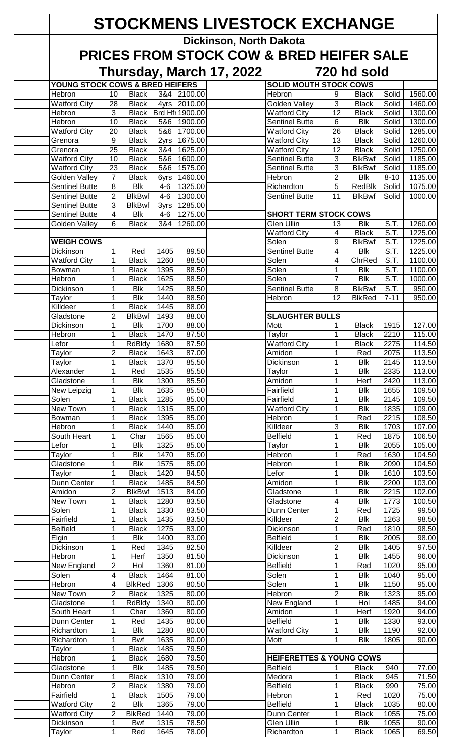# STOCKMENS LIVESTOCK EXCHANGE

## Dickinson, North Dakota

## PRICES FROM STOCK COW & BRED HEIFER SALE

### Thursday, March 17, 2022 — 720 hd sold

| YOUNG STOCK COWS & BRED HEIFERS | | | | |
|---|---|---|---|---|
| Hebron | 10 | Black | 3&4 | 2100.00 |
| Watford City | 28 | Black | 4yrs | 2010.00 |
| Hebron | 3 | Black | Brd Hfr | 1900.00 |
| Hebron | 10 | Black | 5&6 | 1900.00 |
| Watford City | 20 | Black | 5&6 | 1700.00 |
| Grenora | 9 | Black | 2yrs | 1675.00 |
| Grenora | 25 | Black | 3&4 | 1625.00 |
| Watford City | 10 | Black | 5&6 | 1600.00 |
| Watford City | 23 | Black | 5&6 | 1575.00 |
| Golden Valley | 7 | Black | 6yrs | 1460.00 |
| Sentinel Butte | 8 | Blk | 4-6 | 1325.00 |
| Sentinel Butte | 2 | BlkBwf | 4-6 | 1300.00 |
| Sentinel Butte | 3 | BlkBwf | 3yrs | 1285.00 |
| Sentinel Butte | 4 | Blk | 4-6 | 1275.00 |
| Golden Valley | 6 | Black | 3&4 | 1260.00 |

| WEIGH COWS | | | | |
|---|---|---|---|---|
| Dickinson | 1 | Red | 1405 | 89.50 |
| Watford City | 1 | Black | 1260 | 88.50 |
| Bowman | 1 | Black | 1395 | 88.50 |
| Hebron | 1 | Black | 1625 | 88.50 |
| Dickinson | 1 | Blk | 1425 | 88.50 |
| Taylor | 1 | Blk | 1440 | 88.50 |
| Killdeer | 1 | Black | 1445 | 88.00 |
| Gladstone | 2 | BlkBwf | 1493 | 88.00 |
| Dickinson | 1 | Blk | 1700 | 88.00 |
| Hebron | 1 | Black | 1470 | 87.50 |
| Lefor | 1 | RdBldy | 1680 | 87.50 |
| Taylor | 2 | Black | 1643 | 87.00 |
| Taylor | 1 | Black | 1370 | 85.50 |
| Alexander | 1 | Red | 1535 | 85.50 |
| Gladstone | 1 | Blk | 1300 | 85.50 |
| New Leipzig | 1 | Blk | 1635 | 85.50 |
| Solen | 1 | Black | 1285 | 85.00 |
| New Town | 1 | Black | 1315 | 85.00 |
| Bowman | 1 | Black | 1395 | 85.00 |
| Hebron | 1 | Black | 1440 | 85.00 |
| South Heart | 1 | Char | 1565 | 85.00 |
| Lefor | 1 | Blk | 1325 | 85.00 |
| Taylor | 1 | Blk | 1470 | 85.00 |
| Gladstone | 1 | Blk | 1575 | 85.00 |
| Taylor | 1 | Black | 1420 | 84.50 |
| Dunn Center | 1 | Black | 1485 | 84.50 |
| Amidon | 2 | BlkBwf | 1513 | 84.00 |
| New Town | 1 | Black | 1280 | 83.50 |
| Solen | 1 | Black | 1330 | 83.50 |
| Fairfield | 1 | Black | 1435 | 83.50 |
| Belfield | 1 | Black | 1275 | 83.00 |
| Elgin | 1 | Blk | 1400 | 83.00 |
| Dickinson | 1 | Red | 1345 | 82.50 |
| Hebron | 1 | Herf | 1350 | 81.50 |
| New England | 2 | Hol | 1360 | 81.00 |
| Solen | 4 | Black | 1464 | 81.00 |
| Hebron | 4 | BlkRed | 1306 | 80.50 |
| New Town | 2 | Black | 1325 | 80.00 |
| Gladstone | 1 | RdBldy | 1340 | 80.00 |
| South Heart | 1 | Char | 1360 | 80.00 |
| Dunn Center | 1 | Red | 1435 | 80.00 |
| Richardton | 1 | Blk | 1280 | 80.00 |
| Richardton | 1 | Bwf | 1635 | 80.00 |
| Taylor | 1 | Black | 1485 | 79.50 |
| Hebron | 1 | Black | 1680 | 79.50 |
| Gladstone | 1 | Blk | 1485 | 79.50 |
| Dunn Center | 1 | Black | 1310 | 79.00 |
| Hebron | 2 | Black | 1380 | 79.00 |
| Fairfield | 1 | Black | 1505 | 79.00 |
| Watford City | 2 | Blk | 1365 | 79.00 |
| Watford City | 2 | BlkRed | 1440 | 79.00 |
| Dickinson | 1 | Bwf | 1315 | 78.50 |
| Taylor | 1 | Red | 1645 | 78.00 |

| SOLID MOUTH STOCK COWS | | | | |
|---|---|---|---|---|
| Hebron | 9 | Black | Solid | 1560.00 |
| Golden Valley | 3 | Black | Solid | 1460.00 |
| Watford City | 12 | Black | Solid | 1300.00 |
| Sentinel Butte | 6 | Blk | Solid | 1300.00 |
| Watford City | 26 | Black | Solid | 1285.00 |
| Watford City | 13 | Black | Solid | 1260.00 |
| Watford City | 12 | Black | Solid | 1250.00 |
| Sentinel Butte | 3 | BlkBwf | Solid | 1185.00 |
| Sentinel Butte | 3 | BlkBwf | Solid | 1185.00 |
| Hebron | 2 | Blk | 8-10 | 1135.00 |
| Richardton | 5 | RedBlk | Solid | 1075.00 |
| Sentinel Butte | 11 | BlkBwf | Solid | 1000.00 |

| SHORT TERM STOCK COWS | | | | |
|---|---|---|---|---|
| Glen Ullin | 13 | Blk | S.T. | 1260.00 |
| Watford City | 4 | Black | S.T. | 1225.00 |
| Solen | 9 | BlkBwf | S.T. | 1225.00 |
| Sentinel Butte | 4 | Blk | S.T. | 1225.00 |
| Solen | 4 | ChrRed | S.T. | 1100.00 |
| Solen | 1 | Blk | S.T. | 1100.00 |
| Solen | 7 | Blk | S.T. | 1000.00 |
| Sentinel Butte | 8 | BlkBwf | S.T. | 950.00 |
| Hebron | 12 | BlkRed | 7-11 | 950.00 |

| SLAUGHTER BULLS | | | | |
|---|---|---|---|---|
| Mott | 1 | Black | 1915 | 127.00 |
| Taylor | 1 | Black | 2210 | 115.00 |
| Watford City | 1 | Black | 2275 | 114.50 |
| Amidon | 1 | Red | 2075 | 113.50 |
| Dickinson | 1 | Blk | 2145 | 113.50 |
| Taylor | 1 | Blk | 2335 | 113.00 |
| Amidon | 1 | Herf | 2420 | 113.00 |
| Fairfield | 1 | Blk | 1655 | 109.50 |
| Fairfield | 1 | Blk | 2145 | 109.50 |
| Watford City | 1 | Blk | 1835 | 109.00 |
| Hebron | 1 | Red | 2215 | 108.50 |
| Killdeer | 3 | Blk | 1703 | 107.00 |
| Belfield | 1 | Red | 1875 | 106.50 |
| Taylor | 1 | Blk | 2055 | 105.00 |
| Hebron | 1 | Red | 1630 | 104.50 |
| Hebron | 1 | Blk | 2090 | 104.50 |
| Lefor | 1 | Blk | 1610 | 103.50 |
| Amidon | 1 | Blk | 2200 | 103.00 |
| Gladstone | 1 | Blk | 2215 | 102.00 |
| Gladstone | 4 | Blk | 1773 | 100.50 |
| Dunn Center | 1 | Red | 1725 | 99.50 |
| Killdeer | 2 | Blk | 1263 | 98.50 |
| Dickinson | 1 | Red | 1810 | 98.50 |
| Belfield | 1 | Blk | 2005 | 98.00 |
| Killdeer | 2 | Blk | 1405 | 97.50 |
| Dickinson | 1 | Blk | 1455 | 96.00 |
| Belfield | 1 | Red | 1020 | 95.00 |
| Solen | 1 | Blk | 1040 | 95.00 |
| Solen | 1 | Blk | 1150 | 95.00 |
| Hebron | 2 | Blk | 1323 | 95.00 |
| New England | 1 | Hol | 1485 | 94.00 |
| Amidon | 1 | Herf | 1920 | 94.00 |
| Belfield | 1 | Blk | 1330 | 93.00 |
| Watford City | 1 | Blk | 1190 | 92.00 |
| Mott | 1 | Blk | 1805 | 90.00 |

| HEIFERETTES & YOUNG COWS | | | | |
|---|---|---|---|---|
| Belfield | 1 | Black | 940 | 77.00 |
| Medora | 1 | Black | 945 | 71.50 |
| Belfield | 1 | Black | 990 | 75.00 |
| Hebron | 1 | Red | 1020 | 75.00 |
| Belfield | 1 | Black | 1035 | 80.00 |
| Dunn Center | 1 | Black | 1055 | 75.00 |
| Glen Ullin | 1 | Blk | 1055 | 90.00 |
| Richardton | 1 | Black | 1065 | 69.50 |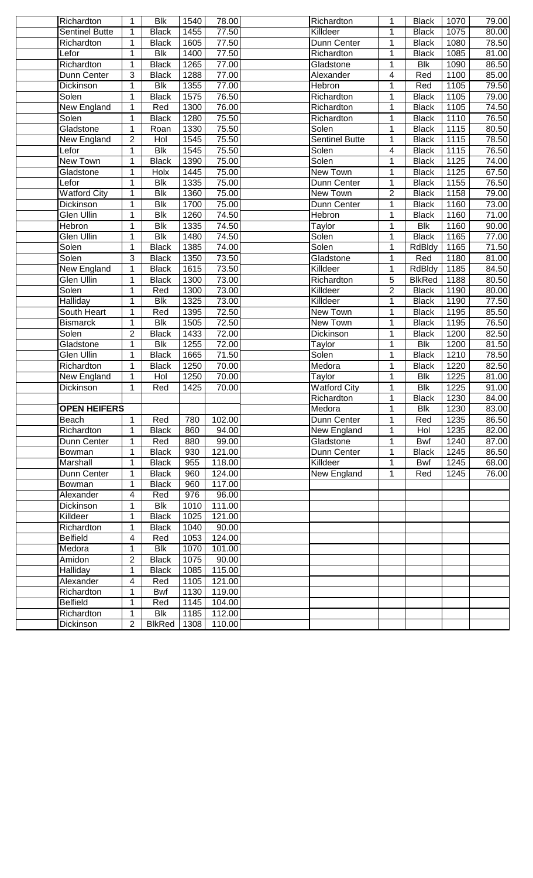| | | | | | | | | | | |
|---|---|---|---|---|---|---|---|---|---|---|
| Richardton | 1 | Blk | 1540 | 78.00 | | Richardton | 1 | Black | 1070 | 79.00 |
| Sentinel Butte | 1 | Black | 1455 | 77.50 | | Killdeer | 1 | Black | 1075 | 80.00 |
| Richardton | 1 | Black | 1605 | 77.50 | | Dunn Center | 1 | Black | 1080 | 78.50 |
| Lefor | 1 | Blk | 1400 | 77.50 | | Richardton | 1 | Black | 1085 | 81.00 |
| Richardton | 1 | Black | 1265 | 77.00 | | Gladstone | 1 | Blk | 1090 | 86.50 |
| Dunn Center | 3 | Black | 1288 | 77.00 | | Alexander | 4 | Red | 1100 | 85.00 |
| Dickinson | 1 | Blk | 1355 | 77.00 | | Hebron | 1 | Red | 1105 | 79.50 |
| Solen | 1 | Black | 1575 | 76.50 | | Richardton | 1 | Black | 1105 | 79.00 |
| New England | 1 | Red | 1300 | 76.00 | | Richardton | 1 | Black | 1105 | 74.50 |
| Solen | 1 | Black | 1280 | 75.50 | | Richardton | 1 | Black | 1110 | 76.50 |
| Gladstone | 1 | Roan | 1330 | 75.50 | | Solen | 1 | Black | 1115 | 80.50 |
| New England | 2 | Hol | 1545 | 75.50 | | Sentinel Butte | 1 | Black | 1115 | 78.50 |
| Lefor | 1 | Blk | 1545 | 75.50 | | Solen | 4 | Black | 1115 | 76.50 |
| New Town | 1 | Black | 1390 | 75.00 | | Solen | 1 | Black | 1125 | 74.00 |
| Gladstone | 1 | Holx | 1445 | 75.00 | | New Town | 1 | Black | 1125 | 67.50 |
| Lefor | 1 | Blk | 1335 | 75.00 | | Dunn Center | 1 | Black | 1155 | 76.50 |
| Watford City | 1 | Blk | 1360 | 75.00 | | New Town | 2 | Black | 1158 | 79.00 |
| Dickinson | 1 | Blk | 1700 | 75.00 | | Dunn Center | 1 | Black | 1160 | 73.00 |
| Glen Ullin | 1 | Blk | 1260 | 74.50 | | Hebron | 1 | Black | 1160 | 71.00 |
| Hebron | 1 | Blk | 1335 | 74.50 | | Taylor | 1 | Blk | 1160 | 90.00 |
| Glen Ullin | 1 | Blk | 1480 | 74.50 | | Solen | 1 | Black | 1165 | 77.00 |
| Solen | 1 | Black | 1385 | 74.00 | | Solen | 1 | RdBldy | 1165 | 71.50 |
| Solen | 3 | Black | 1350 | 73.50 | | Gladstone | 1 | Red | 1180 | 81.00 |
| New England | 1 | Black | 1615 | 73.50 | | Killdeer | 1 | RdBldy | 1185 | 84.50 |
| Glen Ullin | 1 | Black | 1300 | 73.00 | | Richardton | 5 | BlkRed | 1188 | 80.50 |
| Solen | 1 | Red | 1300 | 73.00 | | Killdeer | 2 | Black | 1190 | 80.00 |
| Halliday | 1 | Blk | 1325 | 73.00 | | Killdeer | 1 | Black | 1190 | 77.50 |
| South Heart | 1 | Red | 1395 | 72.50 | | New Town | 1 | Black | 1195 | 85.50 |
| Bismarck | 1 | Blk | 1505 | 72.50 | | New Town | 1 | Black | 1195 | 76.50 |
| Solen | 2 | Black | 1433 | 72.00 | | Dickinson | 1 | Black | 1200 | 82.50 |
| Gladstone | 1 | Blk | 1255 | 72.00 | | Taylor | 1 | Blk | 1200 | 81.50 |
| Glen Ullin | 1 | Black | 1665 | 71.50 | | Solen | 1 | Black | 1210 | 78.50 |
| Richardton | 1 | Black | 1250 | 70.00 | | Medora | 1 | Black | 1220 | 82.50 |
| New England | 1 | Hol | 1250 | 70.00 | | Taylor | 1 | Blk | 1225 | 81.00 |
| Dickinson | 1 | Red | 1425 | 70.00 | | Watford City | 1 | Blk | 1225 | 91.00 |
| | | | | | | Richardton | 1 | Black | 1230 | 84.00 |
| **OPEN HEIFERS** | | | | | | Medora | 1 | Blk | 1230 | 83.00 |
| Beach | 1 | Red | 780 | 102.00 | | Dunn Center | 1 | Red | 1235 | 86.50 |
| Richardton | 1 | Black | 860 | 94.00 | | New England | 1 | Hol | 1235 | 82.00 |
| Dunn Center | 1 | Red | 880 | 99.00 | | Gladstone | 1 | Bwf | 1240 | 87.00 |
| Bowman | 1 | Black | 930 | 121.00 | | Dunn Center | 1 | Black | 1245 | 86.50 |
| Marshall | 1 | Black | 955 | 118.00 | | Killdeer | 1 | Bwf | 1245 | 68.00 |
| Dunn Center | 1 | Black | 960 | 124.00 | | New England | 1 | Red | 1245 | 76.00 |
| Bowman | 1 | Black | 960 | 117.00 | | | | | | |
| Alexander | 4 | Red | 976 | 96.00 | | | | | | |
| Dickinson | 1 | Blk | 1010 | 111.00 | | | | | | |
| Killdeer | 1 | Black | 1025 | 121.00 | | | | | | |
| Richardton | 1 | Black | 1040 | 90.00 | | | | | | |
| Belfield | 4 | Red | 1053 | 124.00 | | | | | | |
| Medora | 1 | Blk | 1070 | 101.00 | | | | | | |
| Amidon | 2 | Black | 1075 | 90.00 | | | | | | |
| Halliday | 1 | Black | 1085 | 115.00 | | | | | | |
| Alexander | 4 | Red | 1105 | 121.00 | | | | | | |
| Richardton | 1 | Bwf | 1130 | 119.00 | | | | | | |
| Belfield | 1 | Red | 1145 | 104.00 | | | | | | |
| Richardton | 1 | Blk | 1185 | 112.00 | | | | | | |
| Dickinson | 2 | BlkRed | 1308 | 110.00 | | | | | | |